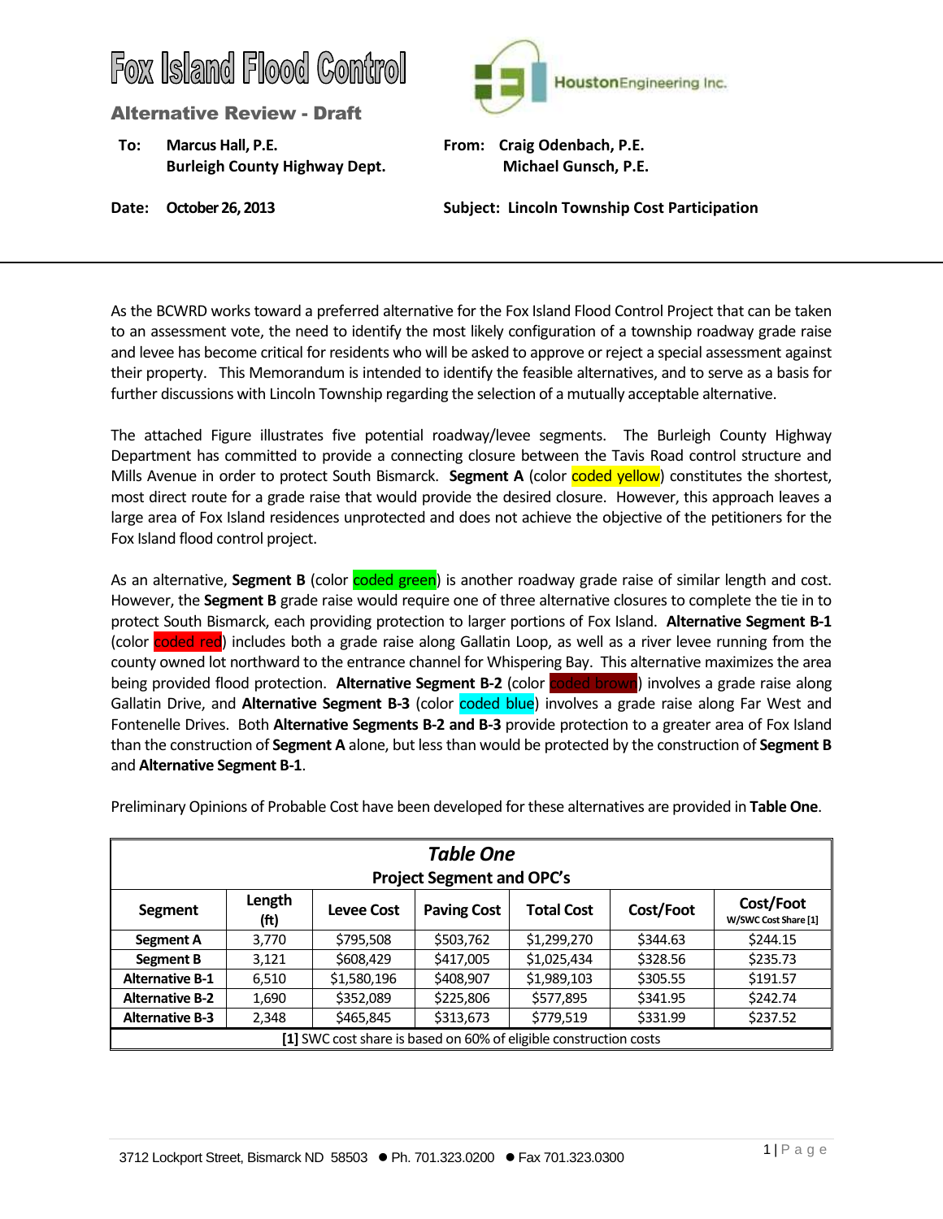# Fox Island Flood Control

## Alternative Review - Draft

HoustonEngineering Inc.

**To:** **Marcus Hall, P.E.**
**Burleigh County Highway Dept.**

**From:** **Craig Odenbach, P.E.**
**Michael Gunsch, P.E.**

**Date:** **October 26, 2013**

**Subject: Lincoln Township Cost Participation**

---

As the BCWRD works toward a preferred alternative for the Fox Island Flood Control Project that can be taken to an assessment vote, the need to identify the most likely configuration of a township roadway grade raise and levee has become critical for residents who will be asked to approve or reject a special assessment against their property. This Memorandum is intended to identify the feasible alternatives, and to serve as a basis for further discussions with Lincoln Township regarding the selection of a mutually acceptable alternative.

The attached Figure illustrates five potential roadway/levee segments. The Burleigh County Highway Department has committed to provide a connecting closure between the Tavis Road control structure and Mills Avenue in order to protect South Bismarck. **Segment A** (color coded yellow) constitutes the shortest, most direct route for a grade raise that would provide the desired closure. However, this approach leaves a large area of Fox Island residences unprotected and does not achieve the objective of the petitioners for the Fox Island flood control project.

As an alternative, **Segment B** (color coded green) is another roadway grade raise of similar length and cost. However, the **Segment B** grade raise would require one of three alternative closures to complete the tie in to protect South Bismarck, each providing protection to larger portions of Fox Island. **Alternative Segment B-1** (color coded red) includes both a grade raise along Gallatin Loop, as well as a river levee running from the county owned lot northward to the entrance channel for Whispering Bay. This alternative maximizes the area being provided flood protection. **Alternative Segment B-2** (color coded brown) involves a grade raise along Gallatin Drive, and **Alternative Segment B-3** (color coded blue) involves a grade raise along Far West and Fontenelle Drives. Both **Alternative Segments B-2 and B-3** provide protection to a greater area of Fox Island than the construction of **Segment A** alone, but less than would be protected by the construction of **Segment B** and **Alternative Segment B-1**.

Preliminary Opinions of Probable Cost have been developed for these alternatives are provided in **Table One**.

***Table One***
**Project Segment and OPC's**

| Segment | Length (ft) | Levee Cost | Paving Cost | Total Cost | Cost/Foot | Cost/Foot W/SWC Cost Share [1] |
|---|---|---|---|---|---|---|
| **Segment A** | 3,770 | $795,508 | $503,762 | $1,299,270 | $344.63 | $244.15 |
| **Segment B** | 3,121 | $608,429 | $417,005 | $1,025,434 | $328.56 | $235.73 |
| **Alternative B-1** | 6,510 | $1,580,196 | $408,907 | $1,989,103 | $305.55 | $191.57 |
| **Alternative B-2** | 1,690 | $352,089 | $225,806 | $577,895 | $341.95 | $242.74 |
| **Alternative B-3** | 2,348 | $465,845 | $313,673 | $779,519 | $331.99 | $237.52 |

**[1]** SWC cost share is based on 60% of eligible construction costs

3712 Lockport Street, Bismarck ND 58503 ● Ph. 701.323.0200 ● Fax 701.323.0300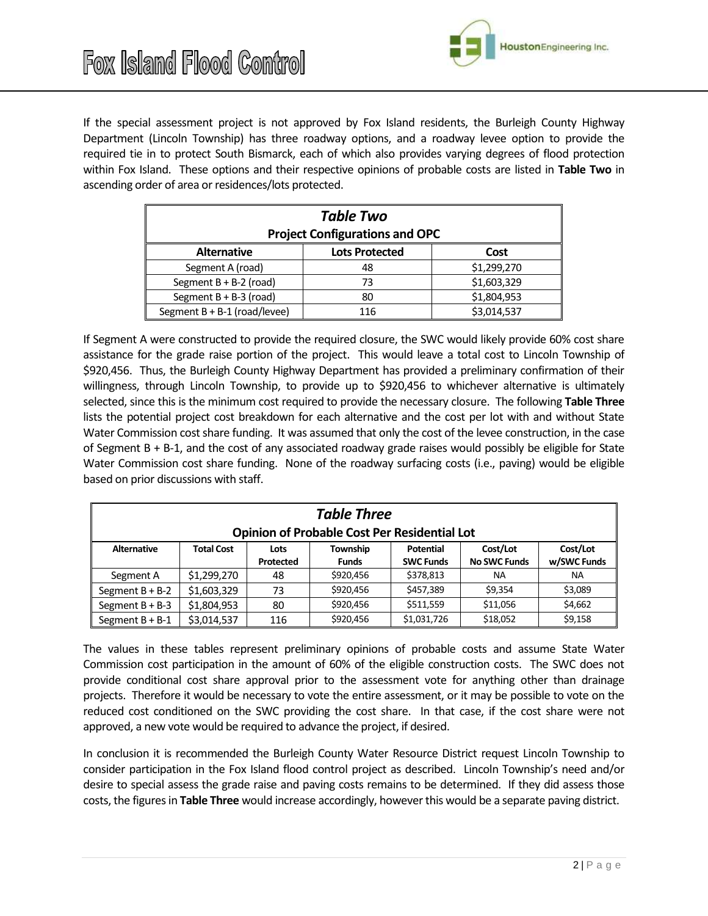If the special assessment project is not approved by Fox Island residents, the Burleigh County Highway Department (Lincoln Township) has three roadway options, and a roadway levee option to provide the required tie in to protect South Bismarck, each of which also provides varying degrees of flood protection within Fox Island. These options and their respective opinions of probable costs are listed in **Table Two** in ascending order of area or residences/lots protected.

| ***Table Two*** **Project Configurations and OPC** | | |
|---|---|---|
| **Alternative** | **Lots Protected** | **Cost** |
| Segment A (road) | 48 | $1,299,270 |
| Segment B + B-2 (road) | 73 | $1,603,329 |
| Segment B + B-3 (road) | 80 | $1,804,953 |
| Segment B + B-1 (road/levee) | 116 | $3,014,537 |

If Segment A were constructed to provide the required closure, the SWC would likely provide 60% cost share assistance for the grade raise portion of the project. This would leave a total cost to Lincoln Township of $920,456. Thus, the Burleigh County Highway Department has provided a preliminary confirmation of their willingness, through Lincoln Township, to provide up to $920,456 to whichever alternative is ultimately selected, since this is the minimum cost required to provide the necessary closure. The following **Table Three** lists the potential project cost breakdown for each alternative and the cost per lot with and without State Water Commission cost share funding. It was assumed that only the cost of the levee construction, in the case of Segment B + B-1, and the cost of any associated roadway grade raises would possibly be eligible for State Water Commission cost share funding. None of the roadway surfacing costs (i.e., paving) would be eligible based on prior discussions with staff.

| ***Table Three*** **Opinion of Probable Cost Per Residential Lot** | | | | | | |
|---|---|---|---|---|---|---|
| **Alternative** | **Total Cost** | **Lots Protected** | **Township Funds** | **Potential SWC Funds** | **Cost/Lot No SWC Funds** | **Cost/Lot w/SWC Funds** |
| Segment A | $1,299,270 | 48 | $920,456 | $378,813 | NA | NA |
| Segment B + B-2 | $1,603,329 | 73 | $920,456 | $457,389 | $9,354 | $3,089 |
| Segment B + B-3 | $1,804,953 | 80 | $920,456 | $511,559 | $11,056 | $4,662 |
| Segment B + B-1 | $3,014,537 | 116 | $920,456 | $1,031,726 | $18,052 | $9,158 |

The values in these tables represent preliminary opinions of probable costs and assume State Water Commission cost participation in the amount of 60% of the eligible construction costs. The SWC does not provide conditional cost share approval prior to the assessment vote for anything other than drainage projects. Therefore it would be necessary to vote the entire assessment, or it may be possible to vote on the reduced cost conditioned on the SWC providing the cost share. In that case, if the cost share were not approved, a new vote would be required to advance the project, if desired.

In conclusion it is recommended the Burleigh County Water Resource District request Lincoln Township to consider participation in the Fox Island flood control project as described. Lincoln Township's need and/or desire to special assess the grade raise and paving costs remains to be determined. If they did assess those costs, the figures in **Table Three** would increase accordingly, however this would be a separate paving district.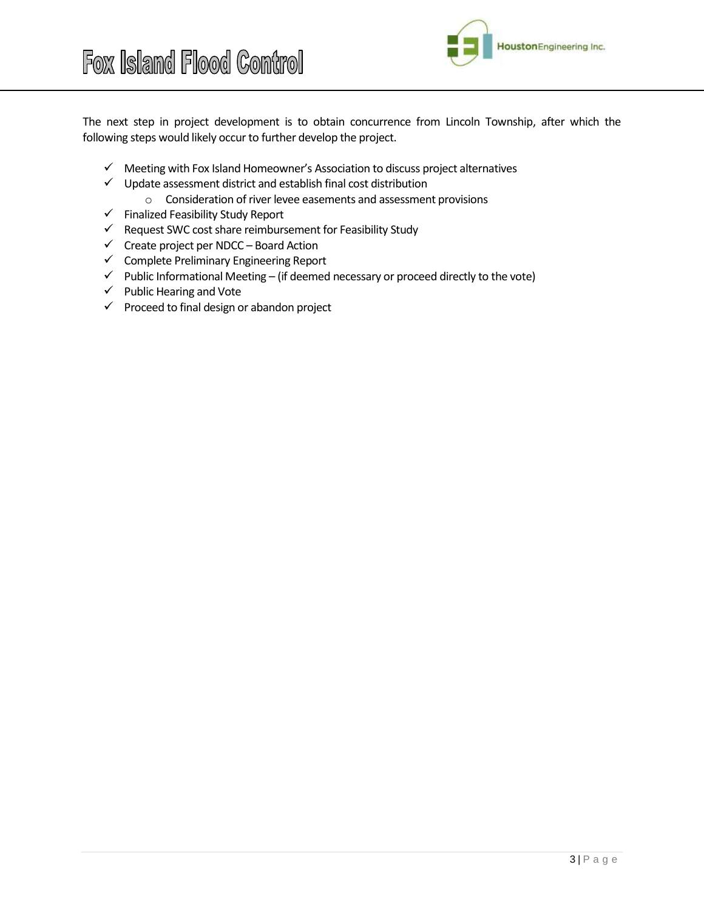The next step in project development is to obtain concurrence from Lincoln Township, after which the following steps would likely occur to further develop the project.

- ✓ Meeting with Fox Island Homeowner's Association to discuss project alternatives
- ✓ Update assessment district and establish final cost distribution
  - Consideration of river levee easements and assessment provisions
- ✓ Finalized Feasibility Study Report
- ✓ Request SWC cost share reimbursement for Feasibility Study
- ✓ Create project per NDCC – Board Action
- ✓ Complete Preliminary Engineering Report
- ✓ Public Informational Meeting – (if deemed necessary or proceed directly to the vote)
- ✓ Public Hearing and Vote
- ✓ Proceed to final design or abandon project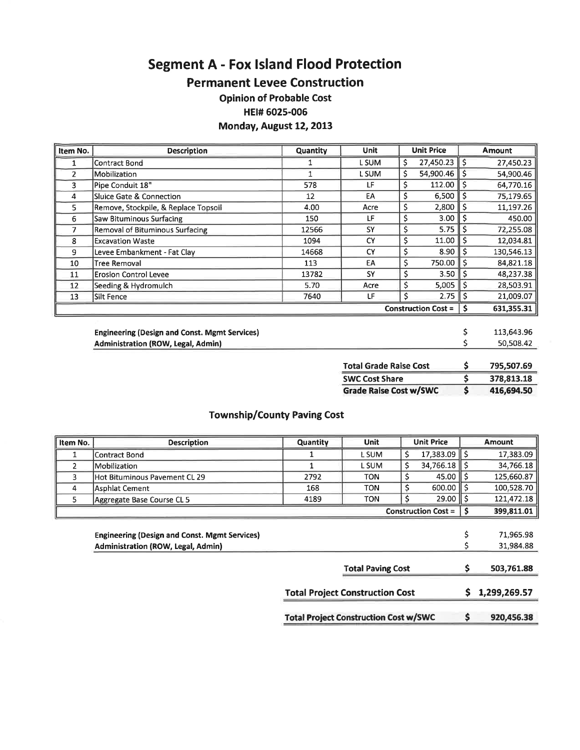# Segment A - Fox Island Flood Protection

## Permanent Levee Construction

### Opinion of Probable Cost

### HEI# 6025-006

### Monday, August 12, 2013

| Item No. | Description | Quantity | Unit | Unit Price | Amount |
|---|---|---|---|---|---|
| 1 | Contract Bond | 1 | L SUM | $ 27,450.23 | $ 27,450.23 |
| 2 | Mobilization | 1 | L SUM | $ 54,900.46 | $ 54,900.46 |
| 3 | Pipe Conduit 18" | 578 | LF | $ 112.00 | $ 64,770.16 |
| 4 | Sluice Gate & Connection | 12 | EA | $ 6,500 | $ 75,179.65 |
| 5 | Remove, Stockpile, & Replace Topsoil | 4.00 | Acre | $ 2,800 | $ 11,197.26 |
| 6 | Saw Bituminous Surfacing | 150 | LF | $ 3.00 | $ 450.00 |
| 7 | Removal of Bituminous Surfacing | 12566 | SY | $ 5.75 | $ 72,255.08 |
| 8 | Excavation Waste | 1094 | CY | $ 11.00 | $ 12,034.81 |
| 9 | Levee Embankment - Fat Clay | 14668 | CY | $ 8.90 | $ 130,546.13 |
| 10 | Tree Removal | 113 | EA | $ 750.00 | $ 84,821.18 |
| 11 | Erosion Control Levee | 13782 | SY | $ 3.50 | $ 48,237.38 |
| 12 | Seeding & Hydromulch | 5.70 | Acre | $ 5,005 | $ 28,503.91 |
| 13 | Silt Fence | 7640 | LF | $ 2.75 | $ 21,009.07 |
| | | | | **Construction Cost =** | **$ 631,355.31** |

| | |
|---|---|
| **Engineering (Design and Const. Mgmt Services)** | $ 113,643.96 |
| **Administration (ROW, Legal, Admin)** | $ 50,508.42 |
| **Total Grade Raise Cost** | **$ 795,507.69** |
| **SWC Cost Share** | **$ 378,813.18** |
| **Grade Raise Cost w/SWC** | **$ 416,694.50** |

## Township/County Paving Cost

| Item No. | Description | Quantity | Unit | Unit Price | Amount |
|---|---|---|---|---|---|
| 1 | Contract Bond | 1 | L SUM | $ 17,383.09 | $ 17,383.09 |
| 2 | Mobilization | 1 | L SUM | $ 34,766.18 | $ 34,766.18 |
| 3 | Hot Bituminous Pavement CL 29 | 2792 | TON | $ 45.00 | $ 125,660.87 |
| 4 | Asphlat Cement | 168 | TON | $ 600.00 | $ 100,528.70 |
| 5 | Aggregate Base Course CL 5 | 4189 | TON | $ 29.00 | $ 121,472.18 |
| | | | | **Construction Cost =** | **$ 399,811.01** |

| | |
|---|---|
| **Engineering (Design and Const. Mgmt Services)** | $ 71,965.98 |
| **Administration (ROW, Legal, Admin)** | $ 31,984.88 |
| **Total Paving Cost** | **$ 503,761.88** |
| **Total Project Construction Cost** | **$ 1,299,269.57** |
| **Total Project Construction Cost w/SWC** | **$ 920,456.38** |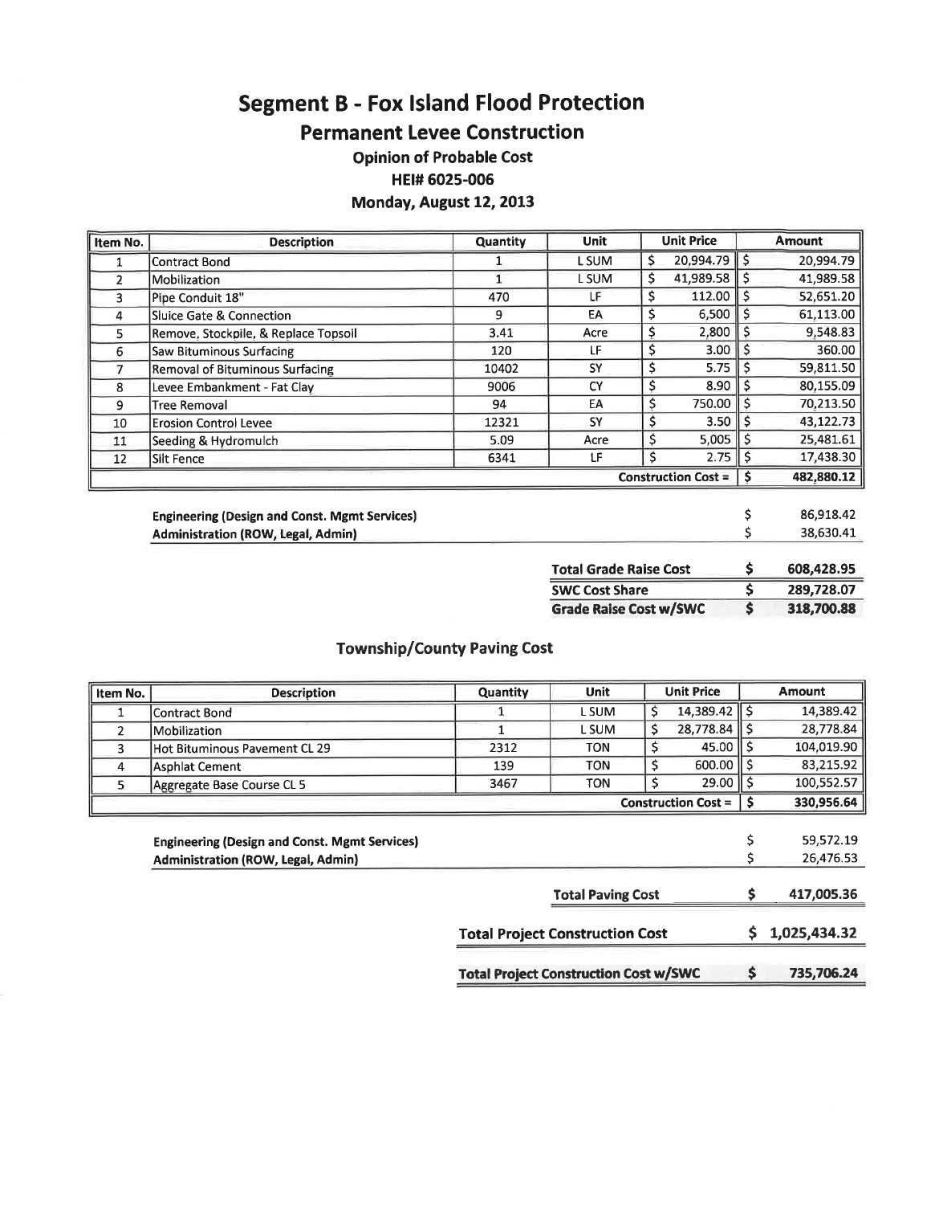# Segment B - Fox Island Flood Protection

## Permanent Levee Construction

### Opinion of Probable Cost

### HEI# 6025-006

### Monday, August 12, 2013

| Item No. | Description | Quantity | Unit | Unit Price | Amount |
|---|---|---|---|---|---|
| 1 | Contract Bond | 1 | L SUM | $ 20,994.79 | $ 20,994.79 |
| 2 | Mobilization | 1 | L SUM | $ 41,989.58 | $ 41,989.58 |
| 3 | Pipe Conduit 18" | 470 | LF | $ 112.00 | $ 52,651.20 |
| 4 | Sluice Gate & Connection | 9 | EA | $ 6,500 | $ 61,113.00 |
| 5 | Remove, Stockpile, & Replace Topsoil | 3.41 | Acre | $ 2,800 | $ 9,548.83 |
| 6 | Saw Bituminous Surfacing | 120 | LF | $ 3.00 | $ 360.00 |
| 7 | Removal of Bituminous Surfacing | 10402 | SY | $ 5.75 | $ 59,811.50 |
| 8 | Levee Embankment - Fat Clay | 9006 | CY | $ 8.90 | $ 80,155.09 |
| 9 | Tree Removal | 94 | EA | $ 750.00 | $ 70,213.50 |
| 10 | Erosion Control Levee | 12321 | SY | $ 3.50 | $ 43,122.73 |
| 11 | Seeding & Hydromulch | 5.09 | Acre | $ 5,005 | $ 25,481.61 |
| 12 | Silt Fence | 6341 | LF | $ 2.75 | $ 17,438.30 |
| | | | | **Construction Cost =** | **$ 482,880.12** |

| | |
|---|---|
| **Engineering (Design and Const. Mgmt Services)** | $ 86,918.42 |
| **Administration (ROW, Legal, Admin)** | $ 38,630.41 |
| **Total Grade Raise Cost** | **$ 608,428.95** |
| **SWC Cost Share** | **$ 289,728.07** |
| **Grade Raise Cost w/SWC** | **$ 318,700.88** |

## Township/County Paving Cost

| Item No. | Description | Quantity | Unit | Unit Price | Amount |
|---|---|---|---|---|---|
| 1 | Contract Bond | 1 | L SUM | $ 14,389.42 | $ 14,389.42 |
| 2 | Mobilization | 1 | L SUM | $ 28,778.84 | $ 28,778.84 |
| 3 | Hot Bituminous Pavement CL 29 | 2312 | TON | $ 45.00 | $ 104,019.90 |
| 4 | Asphlat Cement | 139 | TON | $ 600.00 | $ 83,215.92 |
| 5 | Aggregate Base Course CL 5 | 3467 | TON | $ 29.00 | $ 100,552.57 |
| | | | | **Construction Cost =** | **$ 330,956.64** |

| | |
|---|---|
| **Engineering (Design and Const. Mgmt Services)** | $ 59,572.19 |
| **Administration (ROW, Legal, Admin)** | $ 26,476.53 |
| **Total Paving Cost** | **$ 417,005.36** |
| **Total Project Construction Cost** | **$ 1,025,434.32** |
| **Total Project Construction Cost w/SWC** | **$ 735,706.24** |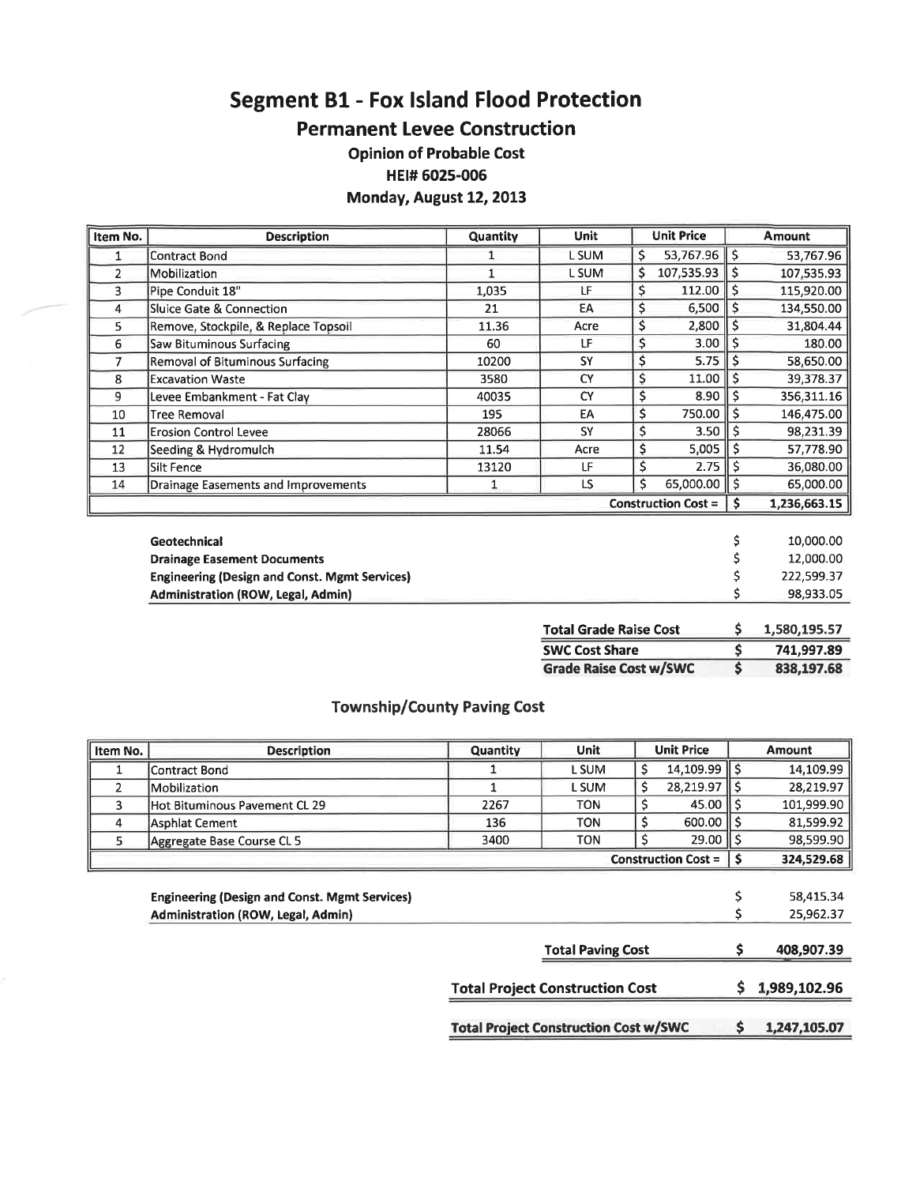# Segment B1 - Fox Island Flood Protection

## Permanent Levee Construction

### Opinion of Probable Cost

### HEI# 6025-006

### Monday, August 12, 2013

| Item No. | Description | Quantity | Unit | Unit Price | Amount |
|---|---|---|---|---|---|
| 1 | Contract Bond | 1 | L SUM | $ 53,767.96 | $ 53,767.96 |
| 2 | Mobilization | 1 | L SUM | $ 107,535.93 | $ 107,535.93 |
| 3 | Pipe Conduit 18" | 1,035 | LF | $ 112.00 | $ 115,920.00 |
| 4 | Sluice Gate & Connection | 21 | EA | $ 6,500 | $ 134,550.00 |
| 5 | Remove, Stockpile, & Replace Topsoil | 11.36 | Acre | $ 2,800 | $ 31,804.44 |
| 6 | Saw Bituminous Surfacing | 60 | LF | $ 3.00 | $ 180.00 |
| 7 | Removal of Bituminous Surfacing | 10200 | SY | $ 5.75 | $ 58,650.00 |
| 8 | Excavation Waste | 3580 | CY | $ 11.00 | $ 39,378.37 |
| 9 | Levee Embankment - Fat Clay | 40035 | CY | $ 8.90 | $ 356,311.16 |
| 10 | Tree Removal | 195 | EA | $ 750.00 | $ 146,475.00 |
| 11 | Erosion Control Levee | 28066 | SY | $ 3.50 | $ 98,231.39 |
| 12 | Seeding & Hydromulch | 11.54 | Acre | $ 5,005 | $ 57,778.90 |
| 13 | Silt Fence | 13120 | LF | $ 2.75 | $ 36,080.00 |
| 14 | Drainage Easements and Improvements | 1 | LS | $ 65,000.00 | $ 65,000.00 |
| | | | | **Construction Cost =** | **$ 1,236,663.15** |

| | |
|---|---|
| **Geotechnical** | $ 10,000.00 |
| **Drainage Easement Documents** | $ 12,000.00 |
| **Engineering (Design and Const. Mgmt Services)** | $ 222,599.37 |
| **Administration (ROW, Legal, Admin)** | $ 98,933.05 |

| | |
|---|---|
| **Total Grade Raise Cost** | **$ 1,580,195.57** |
| **SWC Cost Share** | **$ 741,997.89** |
| **Grade Raise Cost w/SWC** | **$ 838,197.68** |

## Township/County Paving Cost

| Item No. | Description | Quantity | Unit | Unit Price | Amount |
|---|---|---|---|---|---|
| 1 | Contract Bond | 1 | L SUM | $ 14,109.99 | $ 14,109.99 |
| 2 | Mobilization | 1 | L SUM | $ 28,219.97 | $ 28,219.97 |
| 3 | Hot Bituminous Pavement CL 29 | 2267 | TON | $ 45.00 | $ 101,999.90 |
| 4 | Asphlat Cement | 136 | TON | $ 600.00 | $ 81,599.92 |
| 5 | Aggregate Base Course CL 5 | 3400 | TON | $ 29.00 | $ 98,599.90 |
| | | | | **Construction Cost =** | **$ 324,529.68** |

| | |
|---|---|
| **Engineering (Design and Const. Mgmt Services)** | $ 58,415.34 |
| **Administration (ROW, Legal, Admin)** | $ 25,962.37 |

| | |
|---|---|
| **Total Paving Cost** | **$ 408,907.39** |
| **Total Project Construction Cost** | **$ 1,989,102.96** |
| **Total Project Construction Cost w/SWC** | **$ 1,247,105.07** |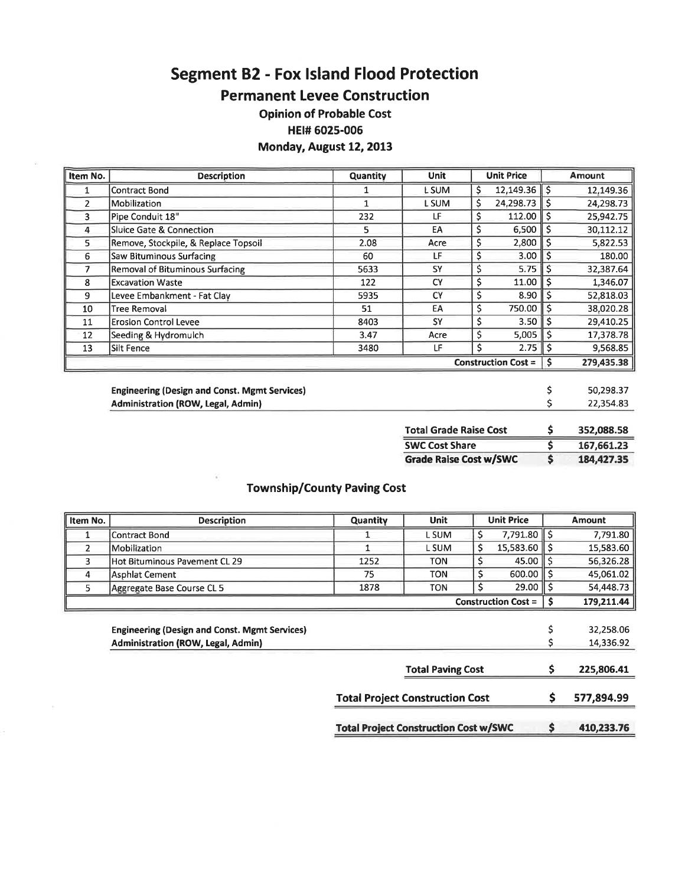# Segment B2 - Fox Island Flood Protection

## Permanent Levee Construction

### Opinion of Probable Cost

### HEI# 6025-006

### Monday, August 12, 2013

| Item No. | Description | Quantity | Unit | Unit Price | Amount |
|---|---|---|---|---|---|
| 1 | Contract Bond | 1 | L SUM | $ 12,149.36 | $ 12,149.36 |
| 2 | Mobilization | 1 | L SUM | $ 24,298.73 | $ 24,298.73 |
| 3 | Pipe Conduit 18" | 232 | LF | $ 112.00 | $ 25,942.75 |
| 4 | Sluice Gate & Connection | 5 | EA | $ 6,500 | $ 30,112.12 |
| 5 | Remove, Stockpile, & Replace Topsoil | 2.08 | Acre | $ 2,800 | $ 5,822.53 |
| 6 | Saw Bituminous Surfacing | 60 | LF | $ 3.00 | $ 180.00 |
| 7 | Removal of Bituminous Surfacing | 5633 | SY | $ 5.75 | $ 32,387.64 |
| 8 | Excavation Waste | 122 | CY | $ 11.00 | $ 1,346.07 |
| 9 | Levee Embankment - Fat Clay | 5935 | CY | $ 8.90 | $ 52,818.03 |
| 10 | Tree Removal | 51 | EA | $ 750.00 | $ 38,020.28 |
| 11 | Erosion Control Levee | 8403 | SY | $ 3.50 | $ 29,410.25 |
| 12 | Seeding & Hydromulch | 3.47 | Acre | $ 5,005 | $ 17,378.78 |
| 13 | Silt Fence | 3480 | LF | $ 2.75 | $ 9,568.85 |
| | | | | **Construction Cost =** | $ 279,435.38 |

| | |
|---|---|
| **Engineering (Design and Const. Mgmt Services)** | $ 50,298.37 |
| **Administration (ROW, Legal, Admin)** | $ 22,354.83 |

| | |
|---|---|
| **Total Grade Raise Cost** | **$ 352,088.58** |
| **SWC Cost Share** | **$ 167,661.23** |
| **Grade Raise Cost w/SWC** | **$ 184,427.35** |

## Township/County Paving Cost

| Item No. | Description | Quantity | Unit | Unit Price | Amount |
|---|---|---|---|---|---|
| 1 | Contract Bond | 1 | L SUM | $ 7,791.80 | $ 7,791.80 |
| 2 | Mobilization | 1 | L SUM | $ 15,583.60 | $ 15,583.60 |
| 3 | Hot Bituminous Pavement CL 29 | 1252 | TON | $ 45.00 | $ 56,326.28 |
| 4 | Asphlat Cement | 75 | TON | $ 600.00 | $ 45,061.02 |
| 5 | Aggregate Base Course CL 5 | 1878 | TON | $ 29.00 | $ 54,448.73 |
| | | | | **Construction Cost =** | $ 179,211.44 |

| | |
|---|---|
| **Engineering (Design and Const. Mgmt Services)** | $ 32,258.06 |
| **Administration (ROW, Legal, Admin)** | $ 14,336.92 |

| | |
|---|---|
| **Total Paving Cost** | **$ 225,806.41** |
| **Total Project Construction Cost** | **$ 577,894.99** |
| **Total Project Construction Cost w/SWC** | **$ 410,233.76** |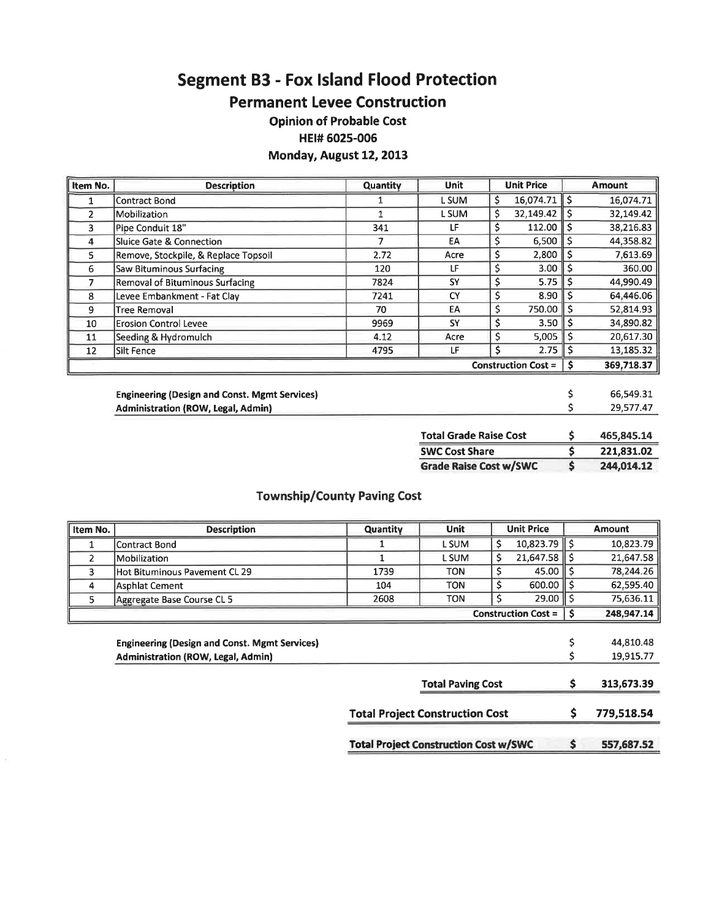# Segment B3 - Fox Island Flood Protection

## Permanent Levee Construction

### Opinion of Probable Cost

### HEI# 6025-006

### Monday, August 12, 2013

| Item No. | Description | Quantity | Unit | Unit Price | Amount |
|---|---|---|---|---|---|
| 1 | Contract Bond | 1 | L SUM | $ 16,074.71 | $ 16,074.71 |
| 2 | Mobilization | 1 | L SUM | $ 32,149.42 | $ 32,149.42 |
| 3 | Pipe Conduit 18" | 341 | LF | $ 112.00 | $ 38,216.83 |
| 4 | Sluice Gate & Connection | 7 | EA | $ 6,500 | $ 44,358.82 |
| 5 | Remove, Stockpile, & Replace Topsoil | 2.72 | Acre | $ 2,800 | $ 7,613.69 |
| 6 | Saw Bituminous Surfacing | 120 | LF | $ 3.00 | $ 360.00 |
| 7 | Removal of Bituminous Surfacing | 7824 | SY | $ 5.75 | $ 44,990.49 |
| 8 | Levee Embankment - Fat Clay | 7241 | CY | $ 8.90 | $ 64,446.06 |
| 9 | Tree Removal | 70 | EA | $ 750.00 | $ 52,814.93 |
| 10 | Erosion Control Levee | 9969 | SY | $ 3.50 | $ 34,890.82 |
| 11 | Seeding & Hydromulch | 4.12 | Acre | $ 5,005 | $ 20,617.30 |
| 12 | Silt Fence | 4795 | LF | $ 2.75 | $ 13,185.32 |
| | | | | Construction Cost = | $ 369,718.37 |

| | |
|---|---|
| **Engineering (Design and Const. Mgmt Services)** | $ 66,549.31 |
| **Administration (ROW, Legal, Admin)** | $ 29,577.47 |

| | |
|---|---|
| **Total Grade Raise Cost** | **$ 465,845.14** |
| **SWC Cost Share** | **$ 221,831.02** |
| **Grade Raise Cost w/SWC** | **$ 244,014.12** |

## Township/County Paving Cost

| Item No. | Description | Quantity | Unit | Unit Price | Amount |
|---|---|---|---|---|---|
| 1 | Contract Bond | 1 | L SUM | $ 10,823.79 | $ 10,823.79 |
| 2 | Mobilization | 1 | L SUM | $ 21,647.58 | $ 21,647.58 |
| 3 | Hot Bituminous Pavement CL 29 | 1739 | TON | $ 45.00 | $ 78,244.26 |
| 4 | Asphlat Cement | 104 | TON | $ 600.00 | $ 62,595.40 |
| 5 | Aggregate Base Course CL 5 | 2608 | TON | $ 29.00 | $ 75,636.11 |
| | | | | Construction Cost = | $ 248,947.14 |

| | |
|---|---|
| **Engineering (Design and Const. Mgmt Services)** | $ 44,810.48 |
| **Administration (ROW, Legal, Admin)** | $ 19,915.77 |

| | |
|---|---|
| **Total Paving Cost** | **$ 313,673.39** |
| **Total Project Construction Cost** | **$ 779,518.54** |
| **Total Project Construction Cost w/SWC** | **$ 557,687.52** |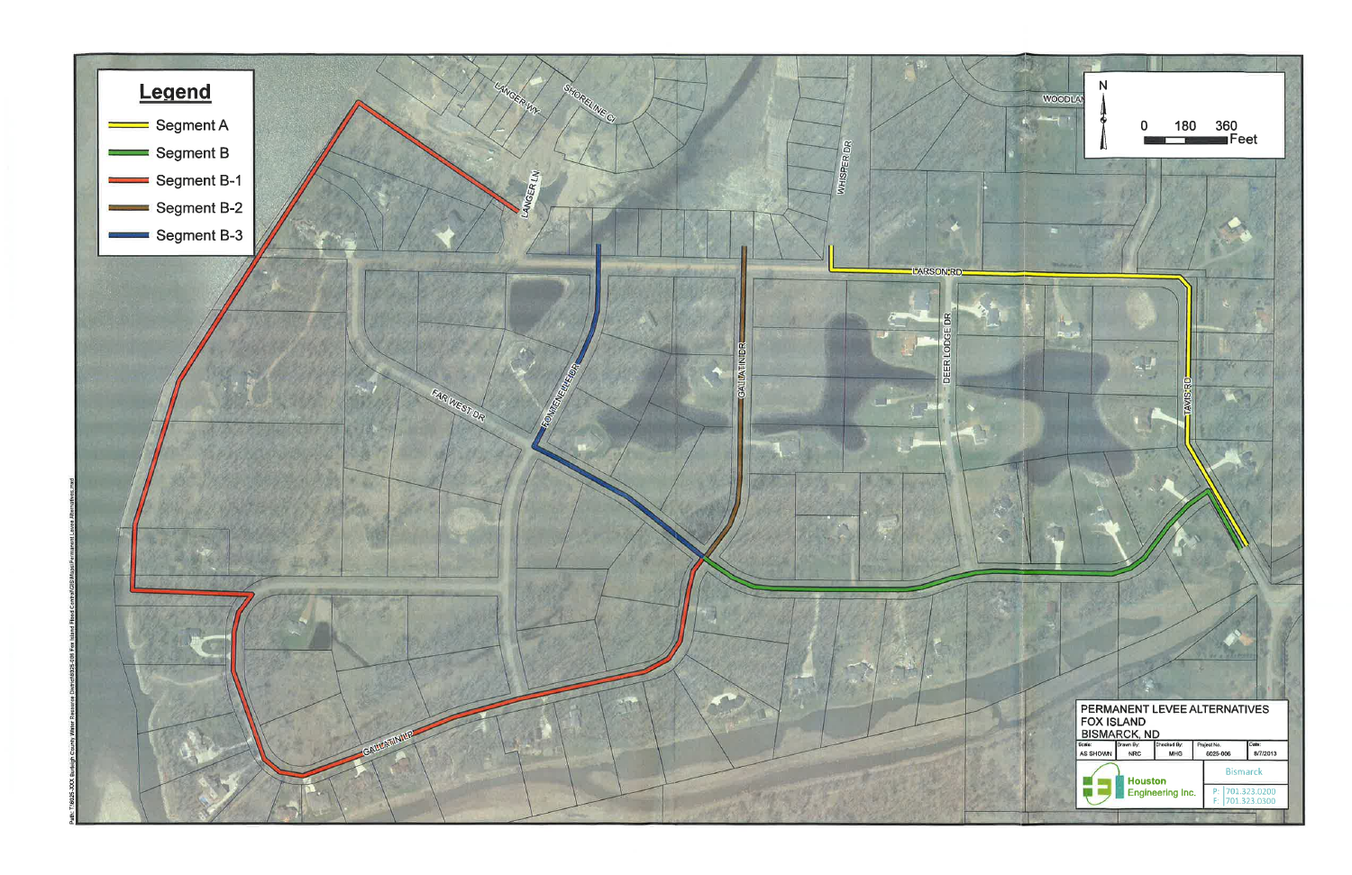**Legend**

- Segment A
- Segment B
- Segment B-1
- Segment B-2
- Segment B-3

N

0 180 360 Feet

LANGER WY

SHORELINE CI

LANGER LN

WHISPER DR

WOODLAN

LARSON RD

DEER LODGE DR

TAVIS RD

FAR WEST DR

FONTENELLE DR

GALLATIN DR

GALLATIN DR

PERMANENT LEVEE ALTERNATIVES
FOX ISLAND
BISMARCK, ND

| Scale: | Drawn By: | Checked By: | Project No. | Date: |
|---|---|---|---|---|
| AS SHOWN | NRC | MHG | 6025-006 | 8/7/2013 |

Houston Engineering Inc.

Bismarck

P: 701.323.0200
F: 701.323.0300

Path: T:\6025-XXX Burleigh County Water Resource District\6025-006 Fox Island Flood Control\GIS\Maps\Permanent Levee Alternatives.mxd